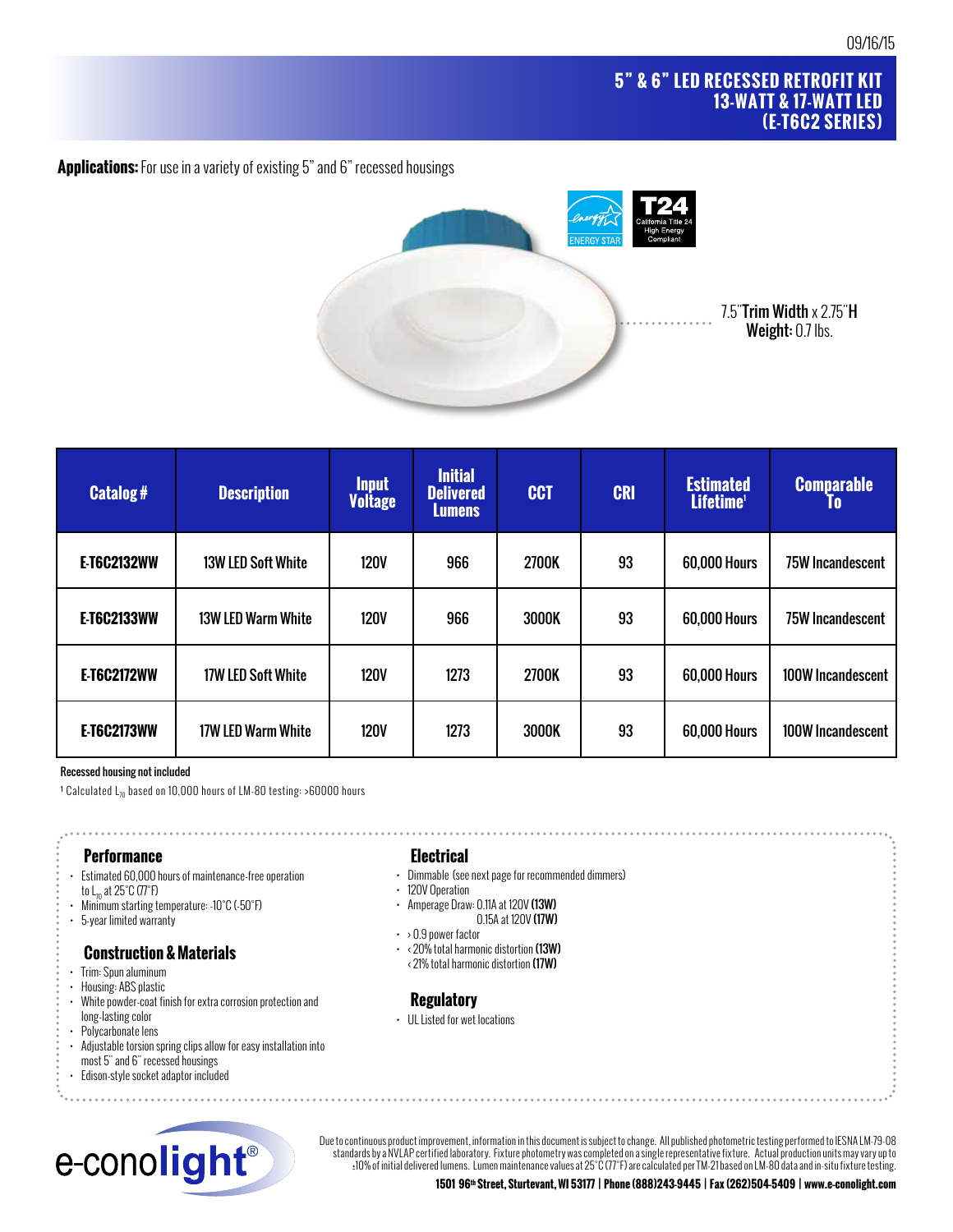09/16/15

# 5" & 6" LED RECESSED RETROFIT KIT 13-WATT & 17-WATT LED (E-T6C2 SERIES)

**Applications:** For use in a variety of existing 5" and 6" recessed housings

ENERGY STAR

T24 California Title 24 High Energy Compliant

7.5" **Trim Width** x 2.75" **H**
**Weight:** 0.7 lbs.

| Catalog # | Description | Input Voltage | Initial Delivered Lumens | CCT | CRI | Estimated Lifetime[1] | Comparable To |
|---|---|---|---|---|---|---|---|
| E-T6C2132WW | 13W LED Soft White | 120V | 966 | 2700K | 93 | 60,000 Hours | 75W Incandescent |
| E-T6C2133WW | 13W LED Warm White | 120V | 966 | 3000K | 93 | 60,000 Hours | 75W Incandescent |
| E-T6C2172WW | 17W LED Soft White | 120V | 1273 | 2700K | 93 | 60,000 Hours | 100W Incandescent |
| E-T6C2173WW | 17W LED Warm White | 120V | 1273 | 3000K | 93 | 60,000 Hours | 100W Incandescent |

Recessed housing not included

[1] Calculated $L_{70}$ based on 10,000 hours of LM-80 testing: >60000 hours

## Performance

- Estimated 60,000 hours of maintenance-free operation to $L_{70}$ at 25°C (77°F)
- Minimum starting temperature: -10°C (-50°F)
- 5-year limited warranty

## Construction & Materials

- Trim: Spun aluminum
- Housing: ABS plastic
- White powder-coat finish for extra corrosion protection and long-lasting color
- Polycarbonate lens
- Adjustable torsion spring clips allow for easy installation into most 5" and 6" recessed housings
- Edison-style socket adaptor included

## Electrical

- Dimmable (see next page for recommended dimmers)
- 120V Operation
- Amperage Draw: 0.11A at 120V **(13W)**
  0.15A at 120V **(17W)**
- > 0.9 power factor
- < 20% total harmonic distortion **(13W)**
  < 21% total harmonic distortion **(17W)**

## Regulatory

- UL Listed for wet locations

e-conolight®

Due to continuous product improvement, information in this document is subject to change. All published photometric testing performed to IESNA LM-79-08 standards by a NVLAP certified laboratory. Fixture photometry was completed on a single representative fixture. Actual production units may vary up to ±10% of initial delivered lumens. Lumen maintenance values at 25°C (77°F) are calculated per TM-21 based on LM-80 data and in-situ fixture testing.

**1501 96th Street, Sturtevant, WI 53177 | Phone (888)243-9445 | Fax (262)504-5409 | www.e-conolight.com**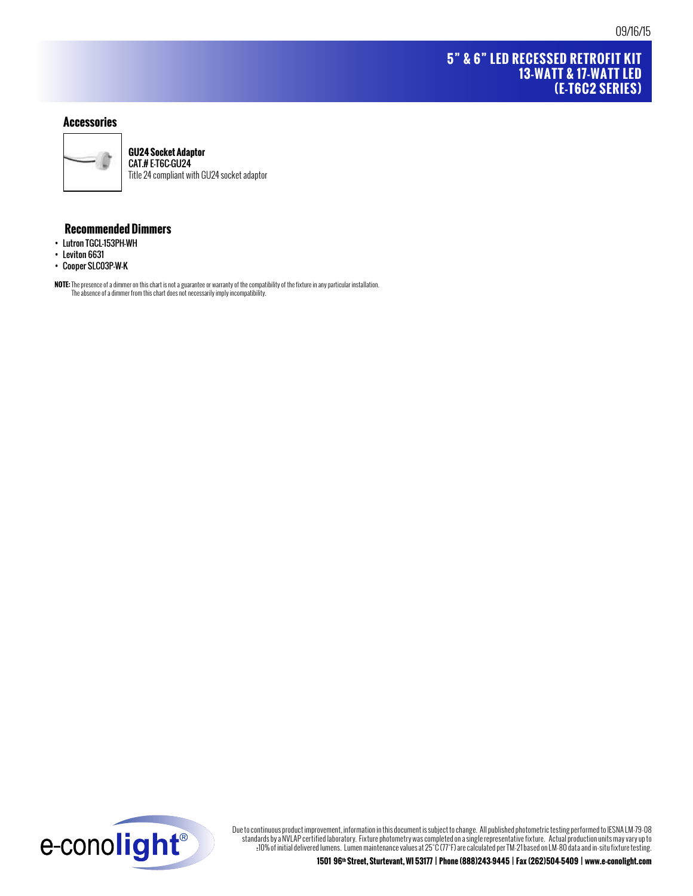## Accessories

**GU24 Socket Adaptor**
**CAT.# E-T6C-GU24**
Title 24 compliant with GU24 socket adaptor

## Recommended Dimmers

- Lutron TGCL-153PH-WH
- Leviton 6631
- Cooper SLC03P-W-K

**NOTE:** The presence of a dimmer on this chart is not a guarantee or warranty of the compatibility of the fixture in any particular installation. The absence of a dimmer from this chart does not necessarily imply incompatibility.

Due to continuous product improvement, information in this document is subject to change. All published photometric testing performed to IESNA LM-79-08 standards by a NVLAP certified laboratory. Fixture photometry was completed on a single representative fixture. Actual production units may vary up to ±10% of initial delivered lumens. Lumen maintenance values at 25°C (77°F) are calculated per TM-21 based on LM-80 data and in-situ fixture testing.

**1501 96th Street, Sturtevant, WI 53177 | Phone (888)243-9445 | Fax (262)504-5409 | www.e-conolight.com**